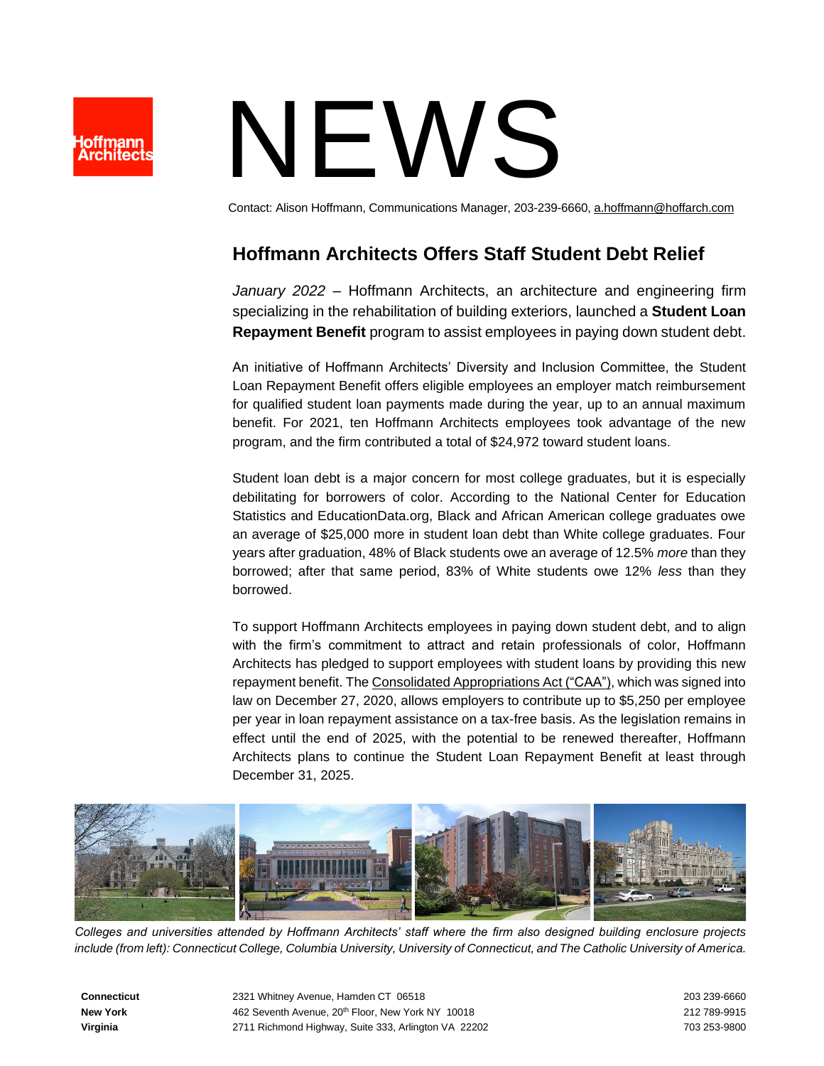Hoffmann Architects

# NEWS

Contact: Alison Hoffmann, Communications Manager, 203-239-6660, a.hoffmann@hoffarch.com

## Hoffmann Architects Offers Staff Student Debt Relief

*January 2022* – Hoffmann Architects, an architecture and engineering firm specializing in the rehabilitation of building exteriors, launched a **Student Loan Repayment Benefit** program to assist employees in paying down student debt.

An initiative of Hoffmann Architects' Diversity and Inclusion Committee, the Student Loan Repayment Benefit offers eligible employees an employer match reimbursement for qualified student loan payments made during the year, up to an annual maximum benefit. For 2021, ten Hoffmann Architects employees took advantage of the new program, and the firm contributed a total of $24,972 toward student loans.

Student loan debt is a major concern for most college graduates, but it is especially debilitating for borrowers of color. According to the National Center for Education Statistics and EducationData.org, Black and African American college graduates owe an average of $25,000 more in student loan debt than White college graduates. Four years after graduation, 48% of Black students owe an average of 12.5% *more* than they borrowed; after that same period, 83% of White students owe 12% *less* than they borrowed.

To support Hoffmann Architects employees in paying down student debt, and to align with the firm's commitment to attract and retain professionals of color, Hoffmann Architects has pledged to support employees with student loans by providing this new repayment benefit. The Consolidated Appropriations Act ("CAA"), which was signed into law on December 27, 2020, allows employers to contribute up to $5,250 per employee per year in loan repayment assistance on a tax-free basis. As the legislation remains in effect until the end of 2025, with the potential to be renewed thereafter, Hoffmann Architects plans to continue the Student Loan Repayment Benefit at least through December 31, 2025.

*Colleges and universities attended by Hoffmann Architects' staff where the firm also designed building enclosure projects include (from left): Connecticut College, Columbia University, University of Connecticut, and The Catholic University of America.*

| | | |
|---|---|---|
| **Connecticut** | 2321 Whitney Avenue, Hamden CT 06518 | 203 239-6660 |
| **New York** | 462 Seventh Avenue, 20th Floor, New York NY 10018 | 212 789-9915 |
| **Virginia** | 2711 Richmond Highway, Suite 333, Arlington VA 22202 | 703 253-9800 |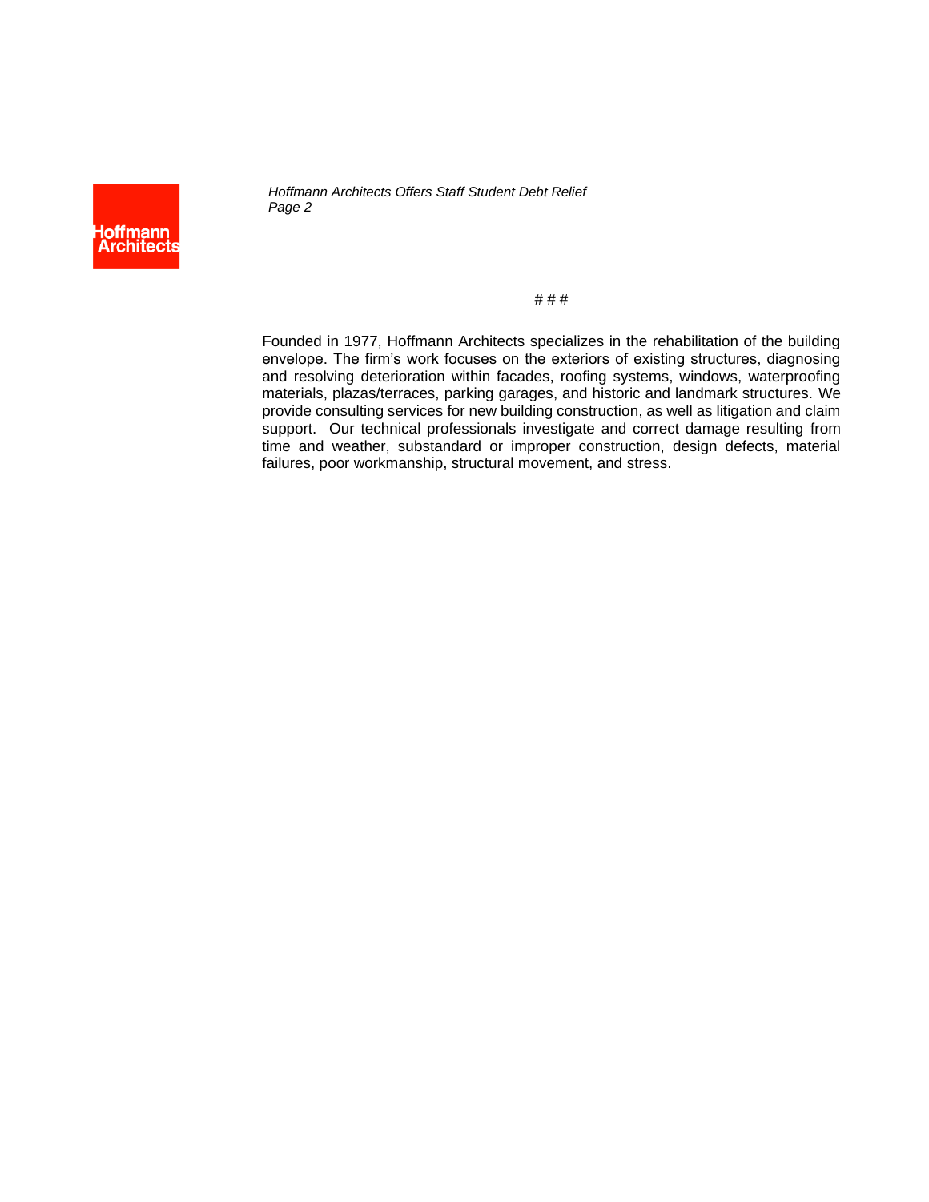# # #

Founded in 1977, Hoffmann Architects specializes in the rehabilitation of the building envelope. The firm's work focuses on the exteriors of existing structures, diagnosing and resolving deterioration within facades, roofing systems, windows, waterproofing materials, plazas/terraces, parking garages, and historic and landmark structures. We provide consulting services for new building construction, as well as litigation and claim support. Our technical professionals investigate and correct damage resulting from time and weather, substandard or improper construction, design defects, material failures, poor workmanship, structural movement, and stress.